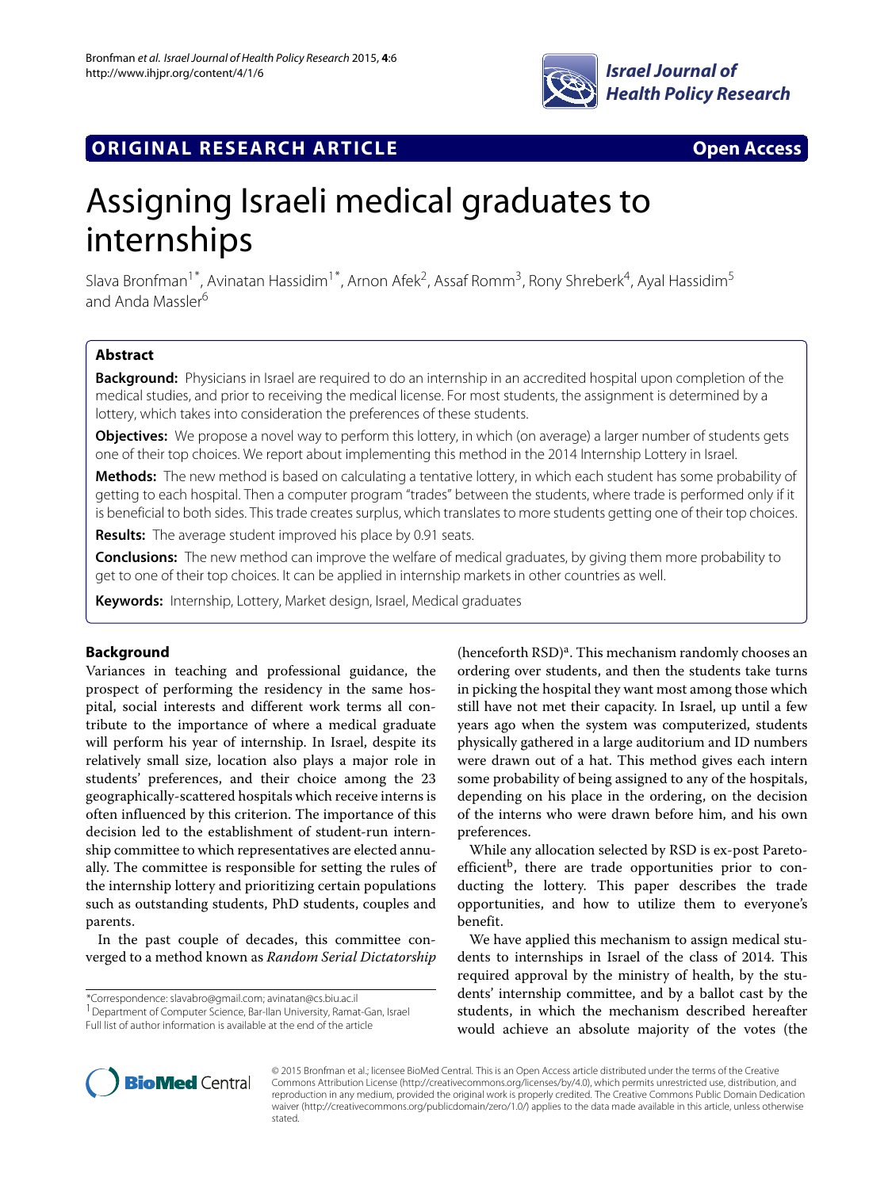ORIGINAL RESEARCH ARTICLE Open Access

# Assigning Israeli medical graduates to internships

Slava Bronfman[1*], Avinatan Hassidim[1*], Arnon Afek[2], Assaf Romm[3], Rony Shreberk[4], Ayal Hassidim[5] and Anda Massler[6]

## Abstract

**Background:** Physicians in Israel are required to do an internship in an accredited hospital upon completion of the medical studies, and prior to receiving the medical license. For most students, the assignment is determined by a lottery, which takes into consideration the preferences of these students.

**Objectives:** We propose a novel way to perform this lottery, in which (on average) a larger number of students gets one of their top choices. We report about implementing this method in the 2014 Internship Lottery in Israel.

**Methods:** The new method is based on calculating a tentative lottery, in which each student has some probability of getting to each hospital. Then a computer program "trades" between the students, where trade is performed only if it is beneficial to both sides. This trade creates surplus, which translates to more students getting one of their top choices.

**Results:** The average student improved his place by 0.91 seats.

**Conclusions:** The new method can improve the welfare of medical graduates, by giving them more probability to get to one of their top choices. It can be applied in internship markets in other countries as well.

**Keywords:** Internship, Lottery, Market design, Israel, Medical graduates

## Background

Variances in teaching and professional guidance, the prospect of performing the residency in the same hospital, social interests and different work terms all contribute to the importance of where a medical graduate will perform his year of internship. In Israel, despite its relatively small size, location also plays a major role in students' preferences, and their choice among the 23 geographically-scattered hospitals which receive interns is often influenced by this criterion. The importance of this decision led to the establishment of student-run internship committee to which representatives are elected annually. The committee is responsible for setting the rules of the internship lottery and prioritizing certain populations such as outstanding students, PhD students, couples and parents.

In the past couple of decades, this committee converged to a method known as *Random Serial Dictatorship* (henceforth RSD)[a]. This mechanism randomly chooses an ordering over students, and then the students take turns in picking the hospital they want most among those which still have not met their capacity. In Israel, up until a few years ago when the system was computerized, students physically gathered in a large auditorium and ID numbers were drawn out of a hat. This method gives each intern some probability of being assigned to any of the hospitals, depending on his place in the ordering, on the decision of the interns who were drawn before him, and his own preferences.

While any allocation selected by RSD is ex-post Pareto-efficient[b], there are trade opportunities prior to conducting the lottery. This paper describes the trade opportunities, and how to utilize them to everyone's benefit.

We have applied this mechanism to assign medical students to internships in Israel of the class of 2014. This required approval by the ministry of health, by the students' internship committee, and by a ballot cast by the students, in which the mechanism described hereafter would achieve an absolute majority of the votes (the

*Correspondence: slavabro@gmail.com; avinatan@cs.biu.ac.il
[1] Department of Computer Science, Bar-Ilan University, Ramat-Gan, Israel
Full list of author information is available at the end of the article

© 2015 Bronfman et al.; licensee BioMed Central. This is an Open Access article distributed under the terms of the Creative Commons Attribution License (http://creativecommons.org/licenses/by/4.0), which permits unrestricted use, distribution, and reproduction in any medium, provided the original work is properly credited. The Creative Commons Public Domain Dedication waiver (http://creativecommons.org/publicdomain/zero/1.0/) applies to the data made available in this article, unless otherwise stated.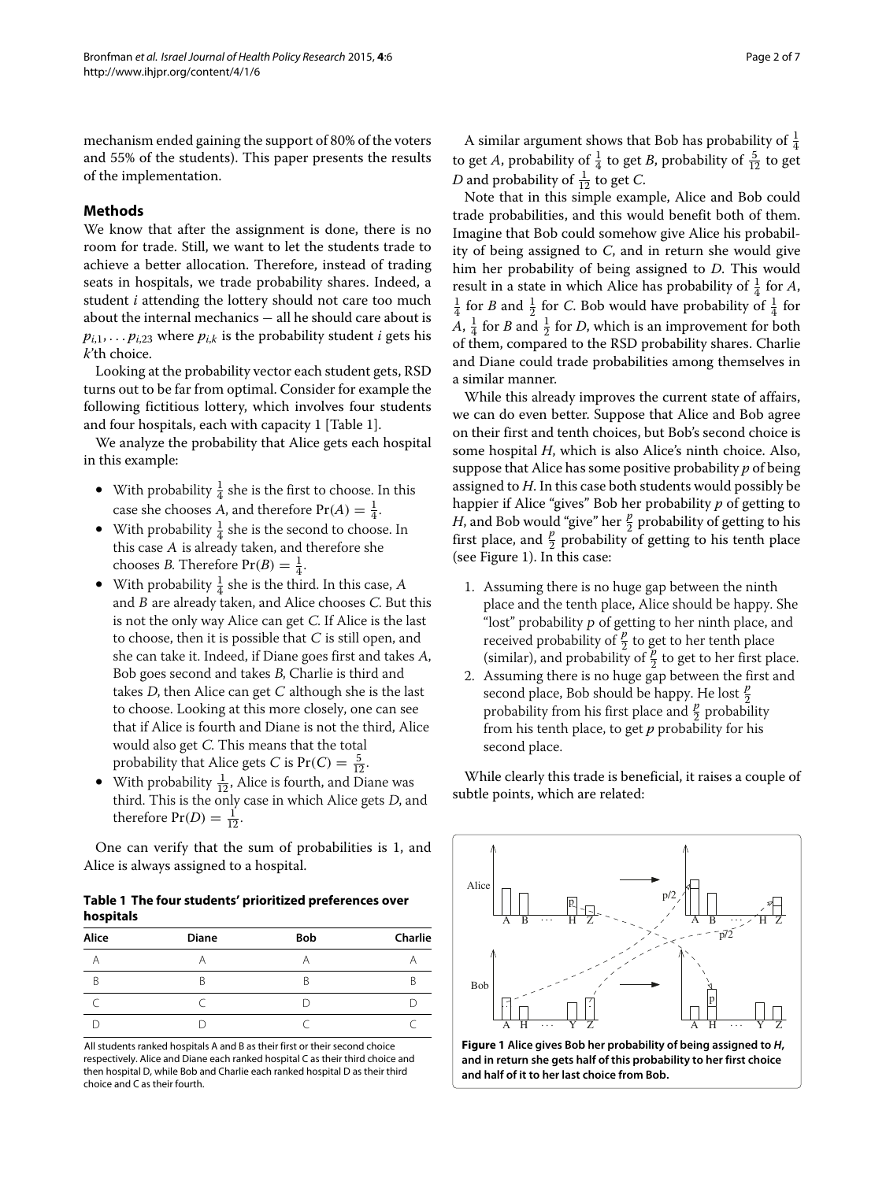mechanism ended gaining the support of 80% of the voters and 55% of the students). This paper presents the results of the implementation.

## Methods

We know that after the assignment is done, there is no room for trade. Still, we want to let the students trade to achieve a better allocation. Therefore, instead of trading seats in hospitals, we trade probability shares. Indeed, a student $i$ attending the lottery should not care too much about the internal mechanics — all he should care about is $p_{i,1}, \ldots p_{i,23}$ where $p_{i,k}$ is the probability student $i$ gets his $k$'th choice.

Looking at the probability vector each student gets, RSD turns out to be far from optimal. Consider for example the following fictitious lottery, which involves four students and four hospitals, each with capacity 1 [Table 1].

We analyze the probability that Alice gets each hospital in this example:

- With probability $\frac{1}{4}$ she is the first to choose. In this case she chooses $A$, and therefore $\Pr(A) = \frac{1}{4}$.
- With probability $\frac{1}{4}$ she is the second to choose. In this case $A$ is already taken, and therefore she chooses $B$. Therefore $\Pr(B) = \frac{1}{4}$.
- With probability $\frac{1}{4}$ she is the third. In this case, $A$ and $B$ are already taken, and Alice chooses $C$. But this is not the only way Alice can get $C$. If Alice is the last to choose, then it is possible that $C$ is still open, and she can take it. Indeed, if Diane goes first and takes $A$, Bob goes second and takes $B$, Charlie is third and takes $D$, then Alice can get $C$ although she is the last to choose. Looking at this more closely, one can see that if Alice is fourth and Diane is not the third, Alice would also get $C$. This means that the total probability that Alice gets $C$ is $\Pr(C) = \frac{5}{12}$.
- With probability $\frac{1}{12}$, Alice is fourth, and Diane was third. This is the only case in which Alice gets $D$, and therefore $\Pr(D) = \frac{1}{12}$.

One can verify that the sum of probabilities is 1, and Alice is always assigned to a hospital.

**Table 1 The four students' prioritized preferences over hospitals**

| Alice | Diane | Bob | Charlie |
|---|---|---|---|
| A | A | A | A |
| B | B | B | B |
| C | C | D | D |
| D | D | C | C |

All students ranked hospitals A and B as their first or their second choice respectively. Alice and Diane each ranked hospital C as their third choice and then hospital D, while Bob and Charlie each ranked hospital D as their third choice and C as their fourth.

A similar argument shows that Bob has probability of $\frac{1}{4}$ to get $A$, probability of $\frac{1}{4}$ to get $B$, probability of $\frac{5}{12}$ to get $D$ and probability of $\frac{1}{12}$ to get $C$.

Note that in this simple example, Alice and Bob could trade probabilities, and this would benefit both of them. Imagine that Bob could somehow give Alice his probability of being assigned to $C$, and in return she would give him her probability of being assigned to $D$. This would result in a state in which Alice has probability of $\frac{1}{4}$ for $A$, $\frac{1}{4}$ for $B$ and $\frac{1}{2}$ for $C$. Bob would have probability of $\frac{1}{4}$ for $A$, $\frac{1}{4}$ for $B$ and $\frac{1}{2}$ for $D$, which is an improvement for both of them, compared to the RSD probability shares. Charlie and Diane could trade probabilities among themselves in a similar manner.

While this already improves the current state of affairs, we can do even better. Suppose that Alice and Bob agree on their first and tenth choices, but Bob's second choice is some hospital $H$, which is also Alice's ninth choice. Also, suppose that Alice has some positive probability $p$ of being assigned to $H$. In this case both students would possibly be happier if Alice "gives" Bob her probability $p$ of getting to $H$, and Bob would "give" her $\frac{p}{2}$ probability of getting to his first place, and $\frac{p}{2}$ probability of getting to his tenth place (see Figure 1). In this case:

1. Assuming there is no huge gap between the ninth place and the tenth place, Alice should be happy. She "lost" probability $p$ of getting to her ninth place, and received probability of $\frac{p}{2}$ to get to her tenth place (similar), and probability of $\frac{p}{2}$ to get to her first place.
2. Assuming there is no huge gap between the first and second place, Bob should be happy. He lost $\frac{p}{2}$ probability from his first place and $\frac{p}{2}$ probability from his tenth place, to get $p$ probability for his second place.

While clearly this trade is beneficial, it raises a couple of subtle points, which are related:

**Figure 1 Alice gives Bob her probability of being assigned to *H*, and in return she gets half of this probability to her first choice and half of it to her last choice from Bob.**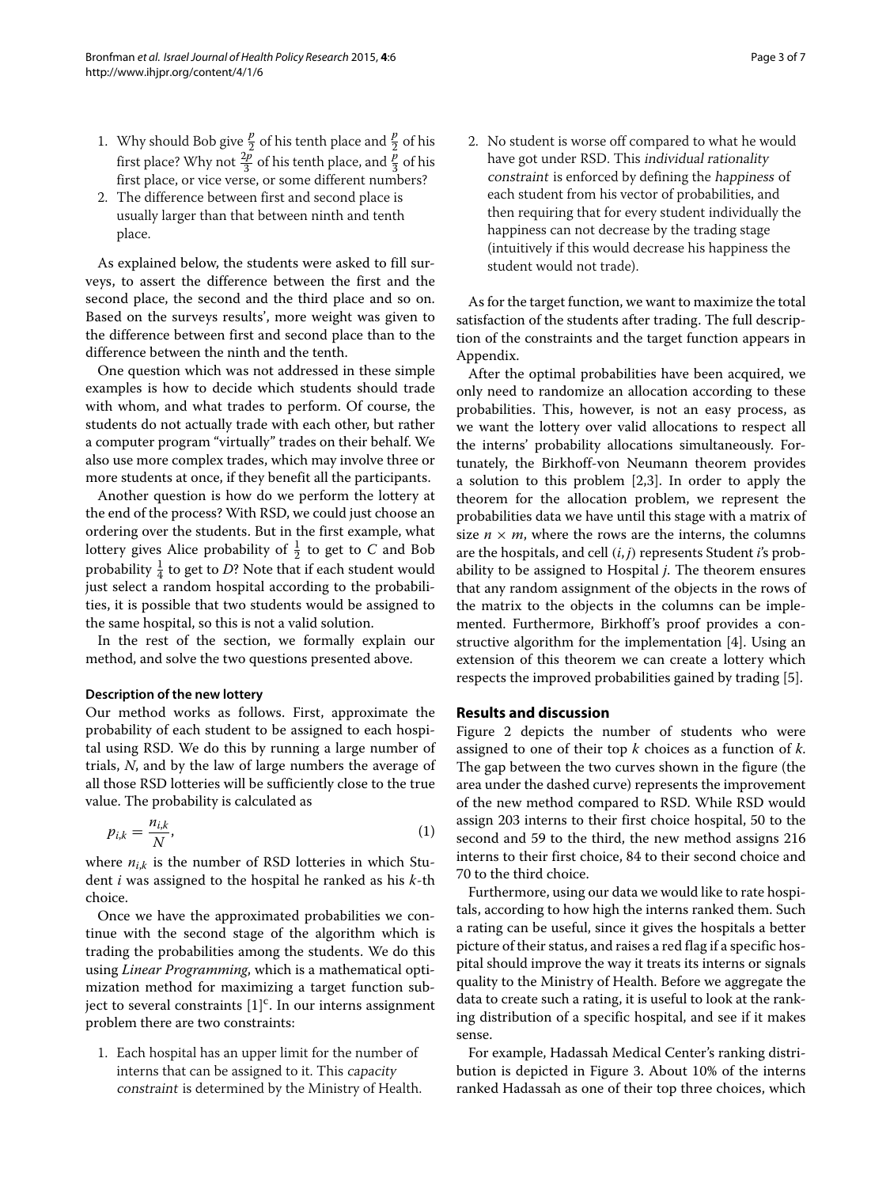1. Why should Bob give $\frac{p}{2}$ of his tenth place and $\frac{p}{2}$ of his first place? Why not $\frac{2p}{3}$ of his tenth place, and $\frac{p}{3}$ of his first place, or vice verse, or some different numbers?
2. The difference between first and second place is usually larger than that between ninth and tenth place.

As explained below, the students were asked to fill surveys, to assert the difference between the first and the second place, the second and the third place and so on. Based on the surveys results', more weight was given to the difference between first and second place than to the difference between the ninth and the tenth.

One question which was not addressed in these simple examples is how to decide which students should trade with whom, and what trades to perform. Of course, the students do not actually trade with each other, but rather a computer program "virtually" trades on their behalf. We also use more complex trades, which may involve three or more students at once, if they benefit all the participants.

Another question is how do we perform the lottery at the end of the process? With RSD, we could just choose an ordering over the students. But in the first example, what lottery gives Alice probability of $\frac{1}{2}$ to get to $C$ and Bob probability $\frac{1}{4}$ to get to $D$? Note that if each student would just select a random hospital according to the probabilities, it is possible that two students would be assigned to the same hospital, so this is not a valid solution.

In the rest of the section, we formally explain our method, and solve the two questions presented above.

#### Description of the new lottery

Our method works as follows. First, approximate the probability of each student to be assigned to each hospital using RSD. We do this by running a large number of trials, $N$, and by the law of large numbers the average of all those RSD lotteries will be sufficiently close to the true value. The probability is calculated as

$$p_{i,k} = \frac{n_{i,k}}{N}, \quad (1)$$

where $n_{i,k}$ is the number of RSD lotteries in which Student $i$ was assigned to the hospital he ranked as his $k$-th choice.

Once we have the approximated probabilities we continue with the second stage of the algorithm which is trading the probabilities among the students. We do this using *Linear Programming*, which is a mathematical optimization method for maximizing a target function subject to several constraints [1][c]. In our interns assignment problem there are two constraints:

1. Each hospital has an upper limit for the number of interns that can be assigned to it. This *capacity constraint* is determined by the Ministry of Health.
2. No student is worse off compared to what he would have got under RSD. This *individual rationality constraint* is enforced by defining the *happiness* of each student from his vector of probabilities, and then requiring that for every student individually the happiness can not decrease by the trading stage (intuitively if this would decrease his happiness the student would not trade).

As for the target function, we want to maximize the total satisfaction of the students after trading. The full description of the constraints and the target function appears in Appendix.

After the optimal probabilities have been acquired, we only need to randomize an allocation according to these probabilities. This, however, is not an easy process, as we want the lottery over valid allocations to respect all the interns' probability allocations simultaneously. Fortunately, the Birkhoff-von Neumann theorem provides a solution to this problem [2,3]. In order to apply the theorem for the allocation problem, we represent the probabilities data we have until this stage with a matrix of size $n \times m$, where the rows are the interns, the columns are the hospitals, and cell $(i, j)$ represents Student $i$'s probability to be assigned to Hospital $j$. The theorem ensures that any random assignment of the objects in the rows of the matrix to the objects in the columns can be implemented. Furthermore, Birkhoff's proof provides a constructive algorithm for the implementation [4]. Using an extension of this theorem we can create a lottery which respects the improved probabilities gained by trading [5].

## Results and discussion

Figure 2 depicts the number of students who were assigned to one of their top $k$ choices as a function of $k$. The gap between the two curves shown in the figure (the area under the dashed curve) represents the improvement of the new method compared to RSD. While RSD would assign 203 interns to their first choice hospital, 50 to the second and 59 to the third, the new method assigns 216 interns to their first choice, 84 to their second choice and 70 to the third choice.

Furthermore, using our data we would like to rate hospitals, according to how high the interns ranked them. Such a rating can be useful, since it gives the hospitals a better picture of their status, and raises a red flag if a specific hospital should improve the way it treats its interns or signals quality to the Ministry of Health. Before we aggregate the data to create such a rating, it is useful to look at the ranking distribution of a specific hospital, and see if it makes sense.

For example, Hadassah Medical Center's ranking distribution is depicted in Figure 3. About 10% of the interns ranked Hadassah as one of their top three choices, which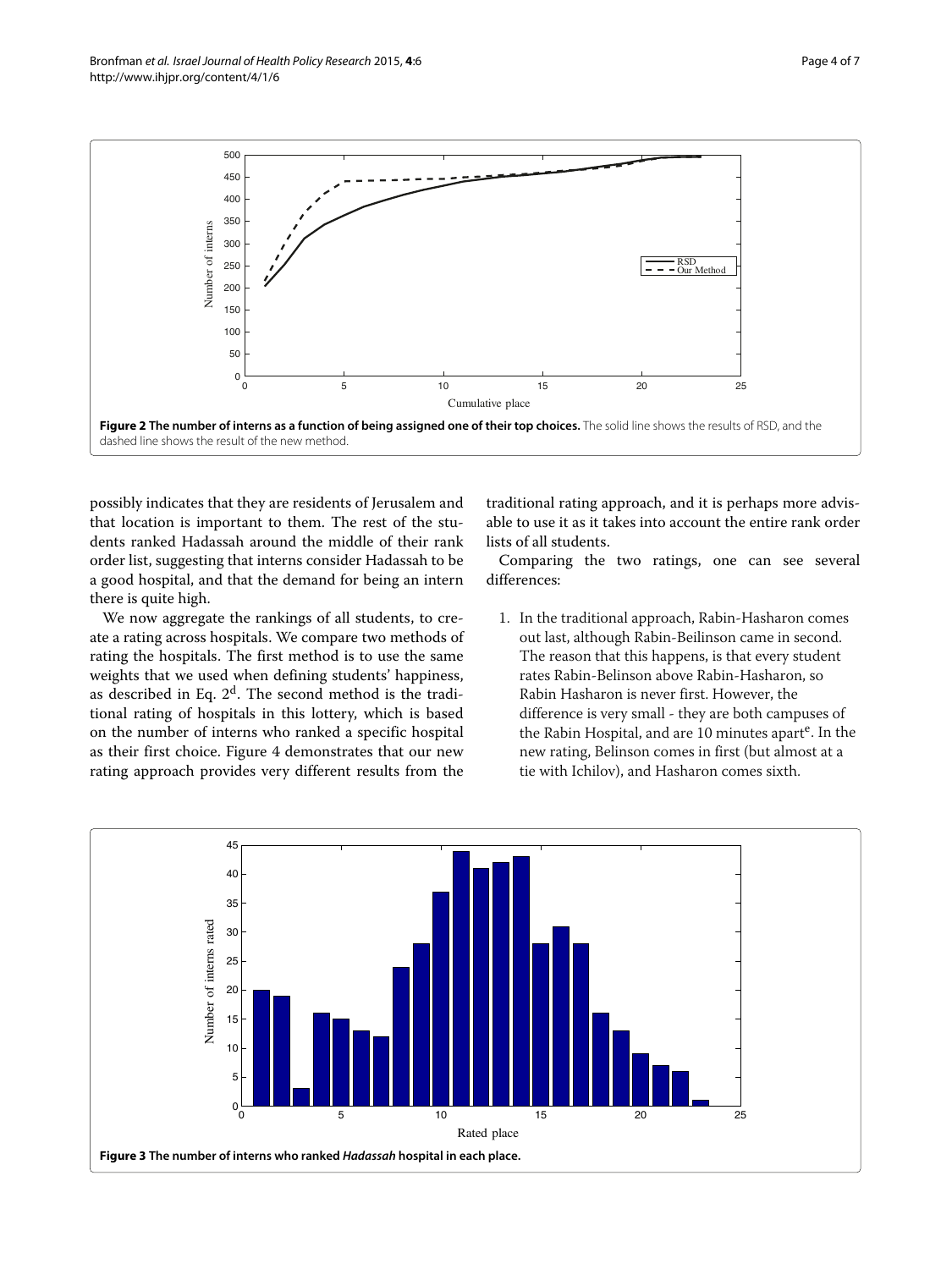**Figure 2 The number of interns as a function of being assigned one of their top choices.** The solid line shows the results of RSD, and the dashed line shows the result of the new method.

possibly indicates that they are residents of Jerusalem and that location is important to them. The rest of the students ranked Hadassah around the middle of their rank order list, suggesting that interns consider Hadassah to be a good hospital, and that the demand for being an intern there is quite high.

We now aggregate the rankings of all students, to create a rating across hospitals. We compare two methods of rating the hospitals. The first method is to use the same weights that we used when defining students' happiness, as described in Eq. 2[d]. The second method is the traditional rating of hospitals in this lottery, which is based on the number of interns who ranked a specific hospital as their first choice. Figure 4 demonstrates that our new rating approach provides very different results from the traditional rating approach, and it is perhaps more advisable to use it as it takes into account the entire rank order lists of all students.

Comparing the two ratings, one can see several differences:

1. In the traditional approach, Rabin-Hasharon comes out last, although Rabin-Beilinson came in second. The reason that this happens, is that every student rates Rabin-Belinson above Rabin-Hasharon, so Rabin Hasharon is never first. However, the difference is very small - they are both campuses of the Rabin Hospital, and are 10 minutes apart[e]. In the new rating, Belinson comes in first (but almost at a tie with Ichilov), and Hasharon comes sixth.

**Figure 3 The number of interns who ranked *Hadassah* hospital in each place.**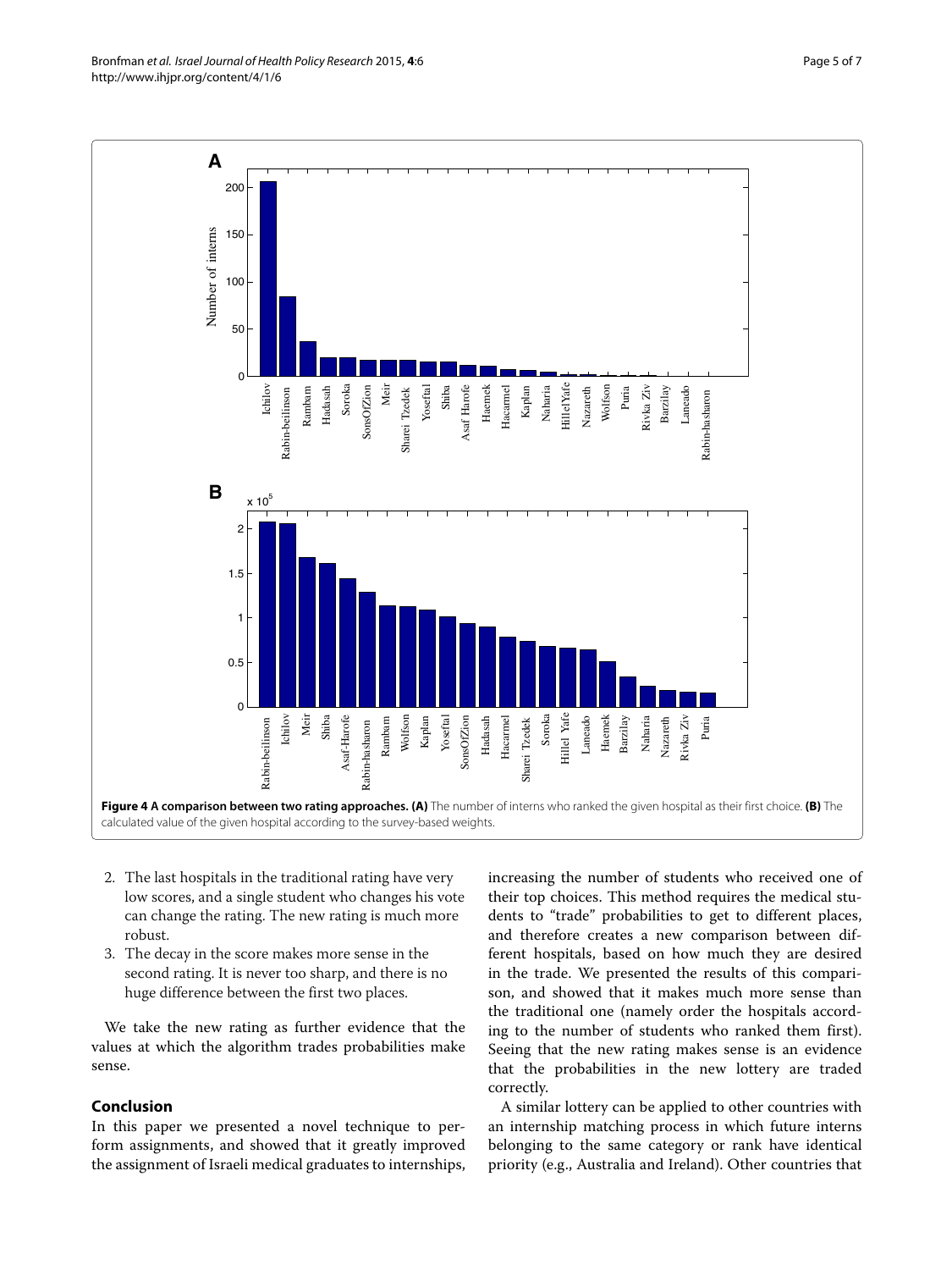**Figure 4 A comparison between two rating approaches. (A)** The number of interns who ranked the given hospital as their first choice. **(B)** The calculated value of the given hospital according to the survey-based weights.

2. The last hospitals in the traditional rating have very low scores, and a single student who changes his vote can change the rating. The new rating is much more robust.
3. The decay in the score makes more sense in the second rating. It is never too sharp, and there is no huge difference between the first two places.

We take the new rating as further evidence that the values at which the algorithm trades probabilities make sense.

## Conclusion

In this paper we presented a novel technique to perform assignments, and showed that it greatly improved the assignment of Israeli medical graduates to internships, increasing the number of students who received one of their top choices. This method requires the medical students to "trade" probabilities to get to different places, and therefore creates a new comparison between different hospitals, based on how much they are desired in the trade. We presented the results of this comparison, and showed that it makes much more sense than the traditional one (namely order the hospitals according to the number of students who ranked them first). Seeing that the new rating makes sense is an evidence that the probabilities in the new lottery are traded correctly.

A similar lottery can be applied to other countries with an internship matching process in which future interns belonging to the same category or rank have identical priority (e.g., Australia and Ireland). Other countries that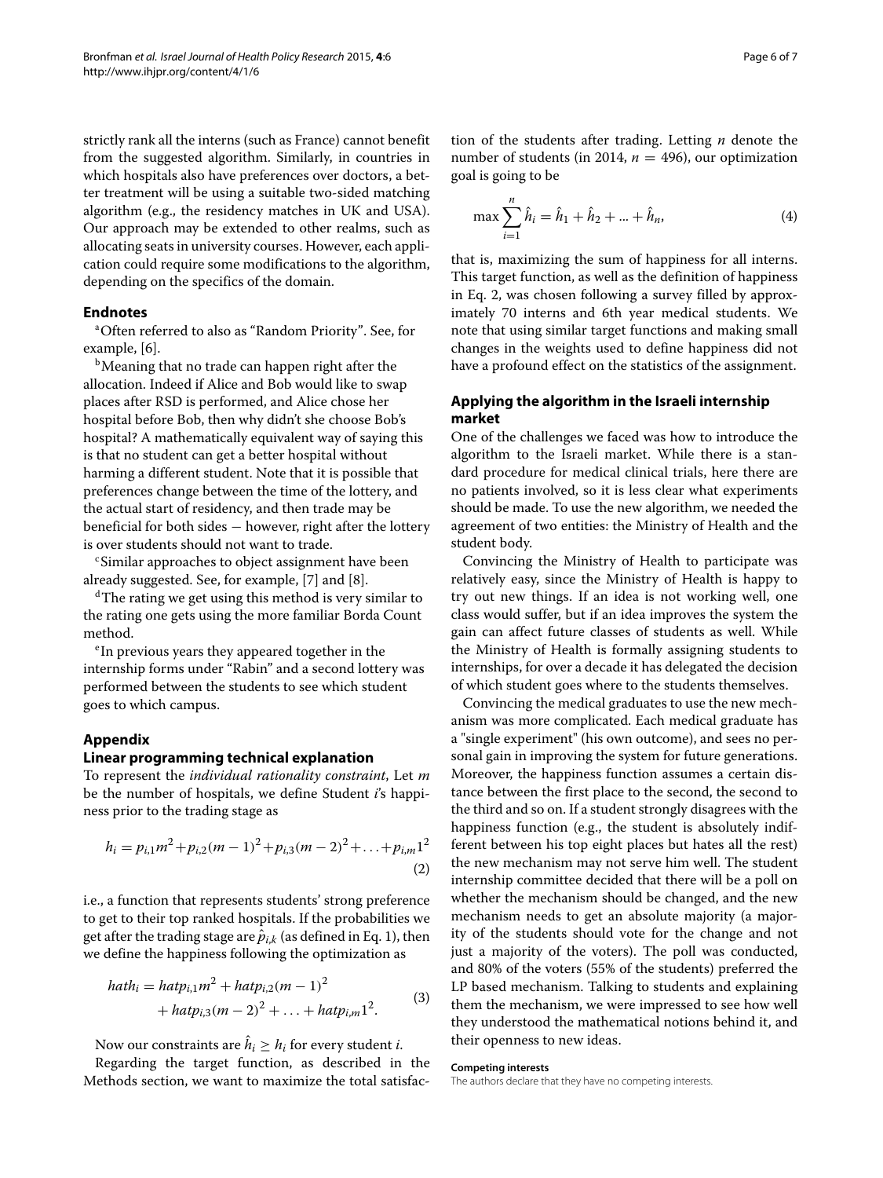strictly rank all the interns (such as France) cannot benefit from the suggested algorithm. Similarly, in countries in which hospitals also have preferences over doctors, a better treatment will be using a suitable two-sided matching algorithm (e.g., the residency matches in UK and USA). Our approach may be extended to other realms, such as allocating seats in university courses. However, each application could require some modifications to the algorithm, depending on the specifics of the domain.

### Endnotes

[a] Often referred to also as "Random Priority". See, for example, [6].

[b] Meaning that no trade can happen right after the allocation. Indeed if Alice and Bob would like to swap places after RSD is performed, and Alice chose her hospital before Bob, then why didn't she choose Bob's hospital? A mathematically equivalent way of saying this is that no student can get a better hospital without harming a different student. Note that it is possible that preferences change between the time of the lottery, and the actual start of residency, and then trade may be beneficial for both sides − however, right after the lottery is over students should not want to trade.

[c] Similar approaches to object assignment have been already suggested. See, for example, [7] and [8].

[d] The rating we get using this method is very similar to the rating one gets using the more familiar Borda Count method.

[e] In previous years they appeared together in the internship forms under "Rabin" and a second lottery was performed between the students to see which student goes to which campus.

### Appendix

### Linear programming technical explanation

To represent the *individual rationality constraint*, Let $m$ be the number of hospitals, we define Student $i$'s happiness prior to the trading stage as

$$h_i = p_{i,1}m^2 + p_{i,2}(m-1)^2 + p_{i,3}(m-2)^2 + \ldots + p_{i,m}1^2 \tag{2}$$

i.e., a function that represents students' strong preference to get to their top ranked hospitals. If the probabilities we get after the trading stage are $\hat{p}_{i,k}$ (as defined in Eq. 1), then we define the happiness following the optimization as

$$hath_i = hatp_{i,1}m^2 + hatp_{i,2}(m-1)^2 + hatp_{i,3}(m-2)^2 + \ldots + hatp_{i,m}1^2. \tag{3}$$

Now our constraints are $\hat{h}_i \geq h_i$ for every student $i$.

Regarding the target function, as described in the Methods section, we want to maximize the total satisfaction of the students after trading. Letting $n$ denote the number of students (in 2014, $n = 496$), our optimization goal is going to be

$$\max \sum_{i=1}^{n} \hat{h}_i = \hat{h}_1 + \hat{h}_2 + \ldots + \hat{h}_n, \tag{4}$$

that is, maximizing the sum of happiness for all interns. This target function, as well as the definition of happiness in Eq. 2, was chosen following a survey filled by approximately 70 interns and 6th year medical students. We note that using similar target functions and making small changes in the weights used to define happiness did not have a profound effect on the statistics of the assignment.

### Applying the algorithm in the Israeli internship market

One of the challenges we faced was how to introduce the algorithm to the Israeli market. While there is a standard procedure for medical clinical trials, here there are no patients involved, so it is less clear what experiments should be made. To use the new algorithm, we needed the agreement of two entities: the Ministry of Health and the student body.

Convincing the Ministry of Health to participate was relatively easy, since the Ministry of Health is happy to try out new things. If an idea is not working well, one class would suffer, but if an idea improves the system the gain can affect future classes of students as well. While the Ministry of Health is formally assigning students to internships, for over a decade it has delegated the decision of which student goes where to the students themselves.

Convincing the medical graduates to use the new mechanism was more complicated. Each medical graduate has a "single experiment" (his own outcome), and sees no personal gain in improving the system for future generations. Moreover, the happiness function assumes a certain distance between the first place to the second, the second to the third and so on. If a student strongly disagrees with the happiness function (e.g., the student is absolutely indifferent between his top eight places but hates all the rest) the new mechanism may not serve him well. The student internship committee decided that there will be a poll on whether the mechanism should be changed, and the new mechanism needs to get an absolute majority (a majority of the students should vote for the change and not just a majority of the voters). The poll was conducted, and 80% of the voters (55% of the students) preferred the LP based mechanism. Talking to students and explaining them the mechanism, we were impressed to see how well they understood the mathematical notions behind it, and their openness to new ideas.

#### Competing interests

The authors declare that they have no competing interests.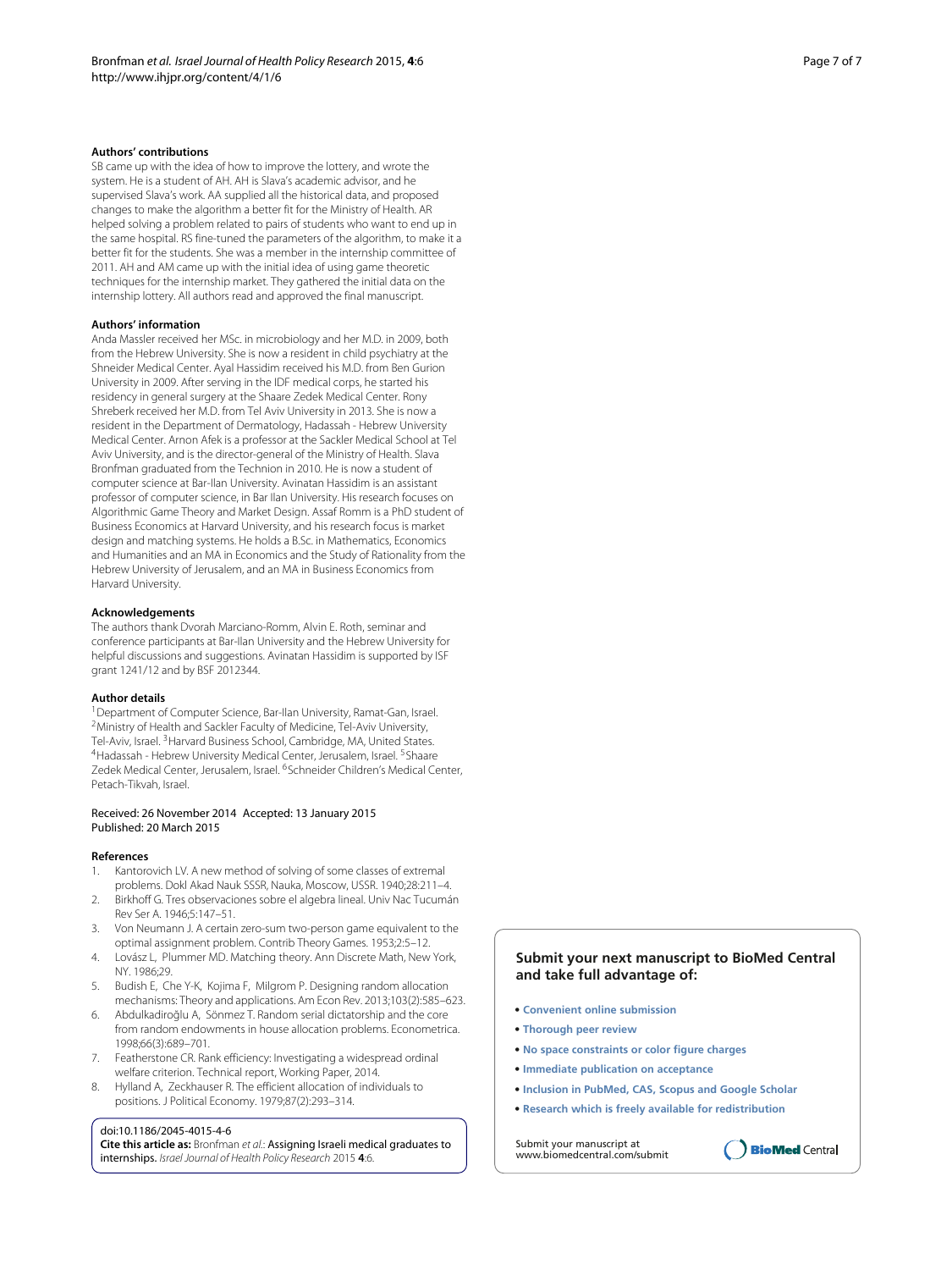### Authors' contributions

SB came up with the idea of how to improve the lottery, and wrote the system. He is a student of AH. AH is Slava's academic advisor, and he supervised Slava's work. AA supplied all the historical data, and proposed changes to make the algorithm a better fit for the Ministry of Health. AR helped solving a problem related to pairs of students who want to end up in the same hospital. RS fine-tuned the parameters of the algorithm, to make it a better fit for the students. She was a member in the internship committee of 2011. AH and AM came up with the initial idea of using game theoretic techniques for the internship market. They gathered the initial data on the internship lottery. All authors read and approved the final manuscript.

### Authors' information

Anda Massler received her MSc. in microbiology and her M.D. in 2009, both from the Hebrew University. She is now a resident in child psychiatry at the Shneider Medical Center. Ayal Hassidim received his M.D. from Ben Gurion University in 2009. After serving in the IDF medical corps, he started his residency in general surgery at the Shaare Zedek Medical Center. Rony Shreberk received her M.D. from Tel Aviv University in 2013. She is now a resident in the Department of Dermatology, Hadassah - Hebrew University Medical Center. Arnon Afek is a professor at the Sackler Medical School at Tel Aviv University, and is the director-general of the Ministry of Health. Slava Bronfman graduated from the Technion in 2010. He is now a student of computer science at Bar-Ilan University. Avinatan Hassidim is an assistant professor of computer science, in Bar Ilan University. His research focuses on Algorithmic Game Theory and Market Design. Assaf Romm is a PhD student of Business Economics at Harvard University, and his research focus is market design and matching systems. He holds a B.Sc. in Mathematics, Economics and Humanities and an MA in Economics and the Study of Rationality from the Hebrew University of Jerusalem, and an MA in Business Economics from Harvard University.

### Acknowledgements

The authors thank Dvorah Marciano-Romm, Alvin E. Roth, seminar and conference participants at Bar-Ilan University and the Hebrew University for helpful discussions and suggestions. Avinatan Hassidim is supported by ISF grant 1241/12 and by BSF 2012344.

### Author details

[1]Department of Computer Science, Bar-Ilan University, Ramat-Gan, Israel. [2]Ministry of Health and Sackler Faculty of Medicine, Tel-Aviv University, Tel-Aviv, Israel. [3]Harvard Business School, Cambridge, MA, United States. [4]Hadassah - Hebrew University Medical Center, Jerusalem, Israel. [5]Shaare Zedek Medical Center, Jerusalem, Israel. [6]Schneider Children's Medical Center, Petach-Tikvah, Israel.

Received: 26 November 2014 Accepted: 13 January 2015
Published: 20 March 2015

### References

1. Kantorovich LV. A new method of solving of some classes of extremal problems. Dokl Akad Nauk SSSR, Nauka, Moscow, USSR. 1940;28:211–4.
2. Birkhoff G. Tres observaciones sobre el algebra lineal. Univ Nac Tucumán Rev Ser A. 1946;5:147–51.
3. Von Neumann J. A certain zero-sum two-person game equivalent to the optimal assignment problem. Contrib Theory Games. 1953;2:5–12.
4. Lovász L, Plummer MD. Matching theory. Ann Discrete Math, New York, NY. 1986;29.
5. Budish E, Che Y-K, Kojima F, Milgrom P. Designing random allocation mechanisms: Theory and applications. Am Econ Rev. 2013;103(2):585–623.
6. Abdulkadiroğlu A, Sönmez T. Random serial dictatorship and the core from random endowments in house allocation problems. Econometrica. 1998;66(3):689–701.
7. Featherstone CR. Rank efficiency: Investigating a widespread ordinal welfare criterion. Technical report, Working Paper, 2014.
8. Hylland A, Zeckhauser R. The efficient allocation of individuals to positions. J Political Economy. 1979;87(2):293–314.

doi:10.1186/2045-4015-4-6
**Cite this article as:** Bronfman *et al.*: Assigning Israeli medical graduates to internships. *Israel Journal of Health Policy Research* 2015 **4**:6.

**Submit your next manuscript to BioMed Central and take full advantage of:**

- **Convenient online submission**
- **Thorough peer review**
- **No space constraints or color figure charges**
- **Immediate publication on acceptance**
- **Inclusion in PubMed, CAS, Scopus and Google Scholar**
- **Research which is freely available for redistribution**

Submit your manuscript at
www.biomedcentral.com/submit

BioMed Central